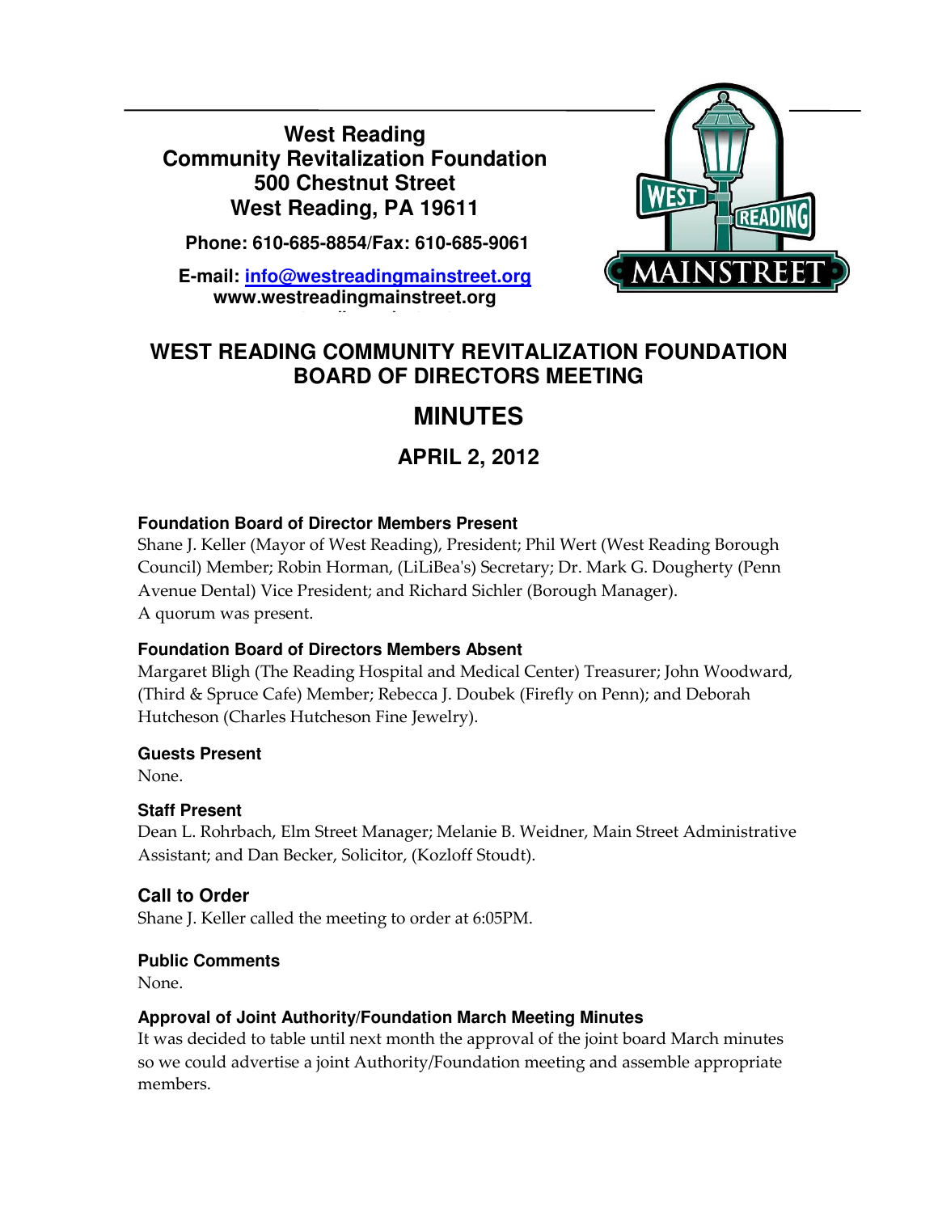**West Reading**
**Community Revitalization Foundation**
**500 Chestnut Street**
**West Reading, PA 19611**

**Phone: 610-685-8854/Fax: 610-685-9061**

**E-mail: info@westreadingmainstreet.org**
**www.westreadingmainstreet.org**

# WEST READING COMMUNITY REVITALIZATION FOUNDATION BOARD OF DIRECTORS MEETING

# MINUTES

## APRIL 2, 2012

### Foundation Board of Director Members Present

Shane J. Keller (Mayor of West Reading), President; Phil Wert (West Reading Borough Council) Member; Robin Horman, (LiLiBea's) Secretary; Dr. Mark G. Dougherty (Penn Avenue Dental) Vice President; and Richard Sichler (Borough Manager).
A quorum was present.

### Foundation Board of Directors Members Absent

Margaret Bligh (The Reading Hospital and Medical Center) Treasurer; John Woodward, (Third & Spruce Cafe) Member; Rebecca J. Doubek (Firefly on Penn); and Deborah Hutcheson (Charles Hutcheson Fine Jewelry).

### Guests Present

None.

### Staff Present

Dean L. Rohrbach, Elm Street Manager; Melanie B. Weidner, Main Street Administrative Assistant; and Dan Becker, Solicitor, (Kozloff Stoudt).

### Call to Order

Shane J. Keller called the meeting to order at 6:05PM.

### Public Comments

None.

### Approval of Joint Authority/Foundation March Meeting Minutes

It was decided to table until next month the approval of the joint board March minutes so we could advertise a joint Authority/Foundation meeting and assemble appropriate members.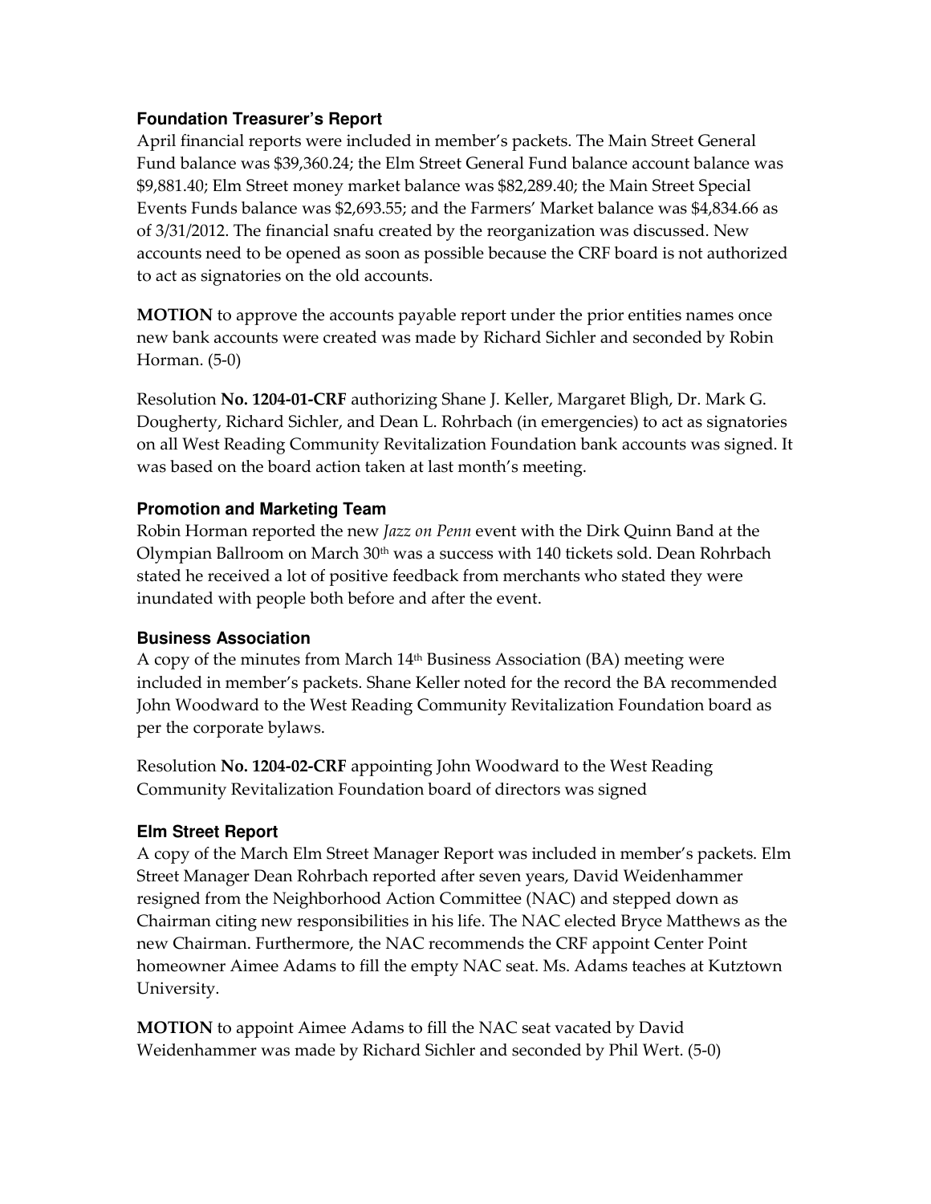### Foundation Treasurer's Report

April financial reports were included in member's packets. The Main Street General Fund balance was $39,360.24; the Elm Street General Fund balance account balance was $9,881.40; Elm Street money market balance was $82,289.40; the Main Street Special Events Funds balance was $2,693.55; and the Farmers' Market balance was $4,834.66 as of 3/31/2012. The financial snafu created by the reorganization was discussed. New accounts need to be opened as soon as possible because the CRF board is not authorized to act as signatories on the old accounts.

**MOTION** to approve the accounts payable report under the prior entities names once new bank accounts were created was made by Richard Sichler and seconded by Robin Horman. (5-0)

Resolution **No. 1204-01-CRF** authorizing Shane J. Keller, Margaret Bligh, Dr. Mark G. Dougherty, Richard Sichler, and Dean L. Rohrbach (in emergencies) to act as signatories on all West Reading Community Revitalization Foundation bank accounts was signed. It was based on the board action taken at last month's meeting.

### Promotion and Marketing Team

Robin Horman reported the new *Jazz on Penn* event with the Dirk Quinn Band at the Olympian Ballroom on March 30th was a success with 140 tickets sold. Dean Rohrbach stated he received a lot of positive feedback from merchants who stated they were inundated with people both before and after the event.

### Business Association

A copy of the minutes from March 14th Business Association (BA) meeting were included in member's packets. Shane Keller noted for the record the BA recommended John Woodward to the West Reading Community Revitalization Foundation board as per the corporate bylaws.

Resolution **No. 1204-02-CRF** appointing John Woodward to the West Reading Community Revitalization Foundation board of directors was signed

### Elm Street Report

A copy of the March Elm Street Manager Report was included in member's packets. Elm Street Manager Dean Rohrbach reported after seven years, David Weidenhammer resigned from the Neighborhood Action Committee (NAC) and stepped down as Chairman citing new responsibilities in his life. The NAC elected Bryce Matthews as the new Chairman. Furthermore, the NAC recommends the CRF appoint Center Point homeowner Aimee Adams to fill the empty NAC seat. Ms. Adams teaches at Kutztown University.

**MOTION** to appoint Aimee Adams to fill the NAC seat vacated by David Weidenhammer was made by Richard Sichler and seconded by Phil Wert. (5-0)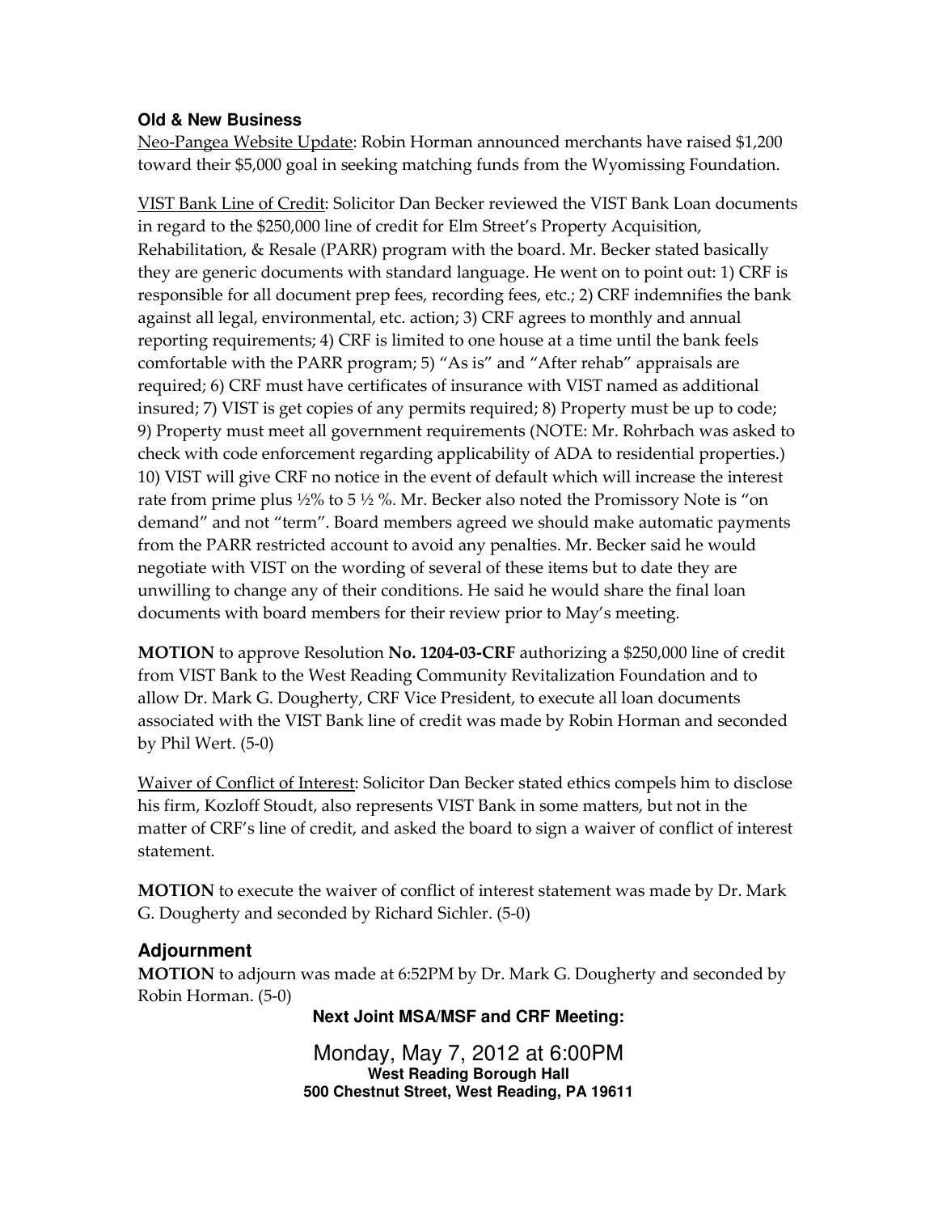### Old & New Business

Neo-Pangea Website Update: Robin Horman announced merchants have raised $1,200 toward their $5,000 goal in seeking matching funds from the Wyomissing Foundation.

VIST Bank Line of Credit: Solicitor Dan Becker reviewed the VIST Bank Loan documents in regard to the $250,000 line of credit for Elm Street's Property Acquisition, Rehabilitation, & Resale (PARR) program with the board. Mr. Becker stated basically they are generic documents with standard language. He went on to point out: 1) CRF is responsible for all document prep fees, recording fees, etc.; 2) CRF indemnifies the bank against all legal, environmental, etc. action; 3) CRF agrees to monthly and annual reporting requirements; 4) CRF is limited to one house at a time until the bank feels comfortable with the PARR program; 5) "As is" and "After rehab" appraisals are required; 6) CRF must have certificates of insurance with VIST named as additional insured; 7) VIST is get copies of any permits required; 8) Property must be up to code; 9) Property must meet all government requirements (NOTE: Mr. Rohrbach was asked to check with code enforcement regarding applicability of ADA to residential properties.) 10) VIST will give CRF no notice in the event of default which will increase the interest rate from prime plus ½% to 5 ½ %. Mr. Becker also noted the Promissory Note is "on demand" and not "term". Board members agreed we should make automatic payments from the PARR restricted account to avoid any penalties. Mr. Becker said he would negotiate with VIST on the wording of several of these items but to date they are unwilling to change any of their conditions. He said he would share the final loan documents with board members for their review prior to May's meeting.

**MOTION** to approve Resolution **No. 1204-03-CRF** authorizing a $250,000 line of credit from VIST Bank to the West Reading Community Revitalization Foundation and to allow Dr. Mark G. Dougherty, CRF Vice President, to execute all loan documents associated with the VIST Bank line of credit was made by Robin Horman and seconded by Phil Wert. (5-0)

Waiver of Conflict of Interest: Solicitor Dan Becker stated ethics compels him to disclose his firm, Kozloff Stoudt, also represents VIST Bank in some matters, but not in the matter of CRF's line of credit, and asked the board to sign a waiver of conflict of interest statement.

**MOTION** to execute the waiver of conflict of interest statement was made by Dr. Mark G. Dougherty and seconded by Richard Sichler. (5-0)

## Adjournment

**MOTION** to adjourn was made at 6:52PM by Dr. Mark G. Dougherty and seconded by Robin Horman. (5-0)

**Next Joint MSA/MSF and CRF Meeting:**

Monday, May 7, 2012 at 6:00PM

**West Reading Borough Hall**

**500 Chestnut Street, West Reading, PA 19611**